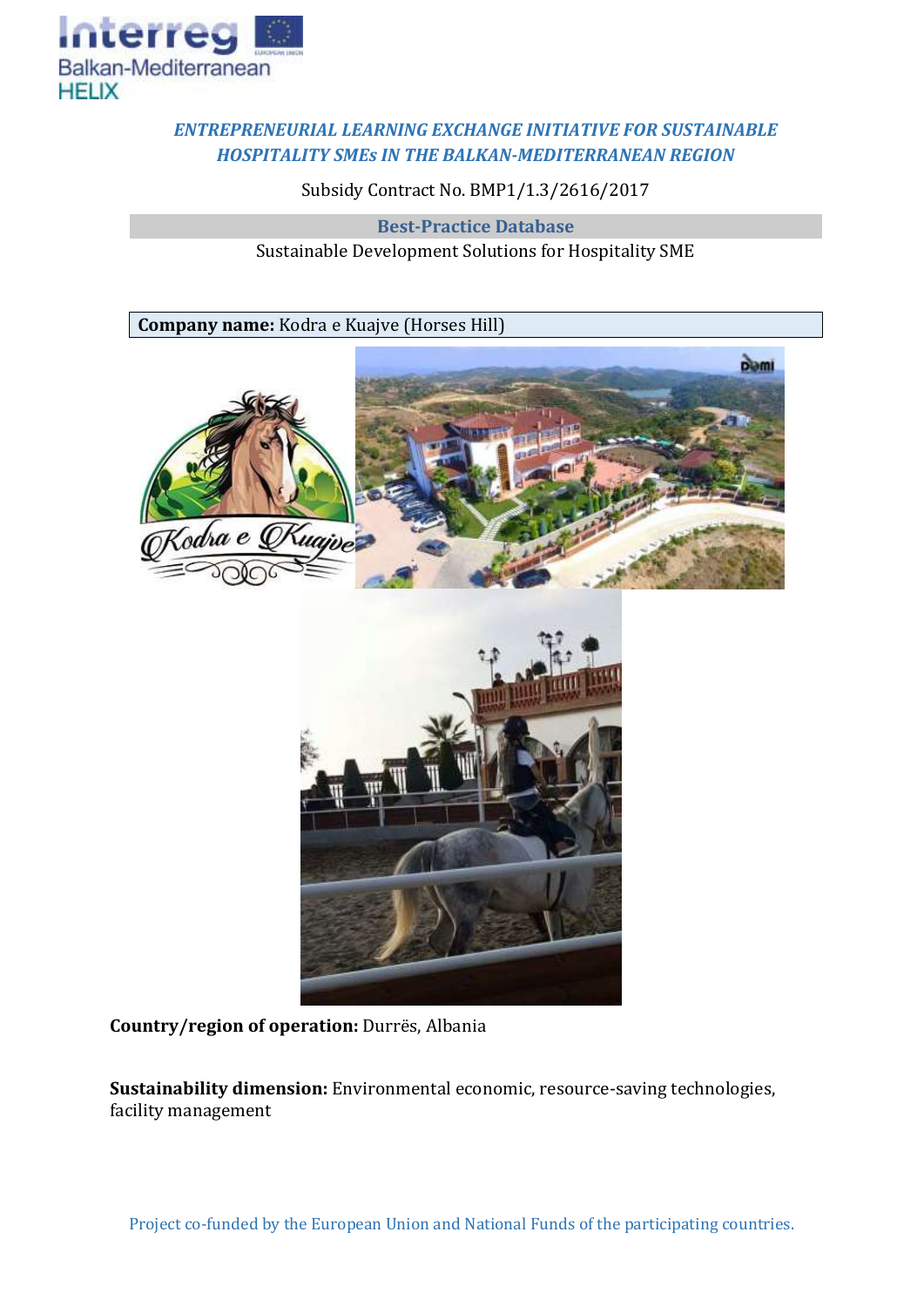*ENTREPRENEURIAL LEARNING EXCHANGE INITIATIVE FOR SUSTAINABLE HOSPITALITY SMEs IN THE BALKAN-MEDITERRANEAN REGION*

Subsidy Contract No. BMP1/1.3/2616/2017

**Best-Practice Database**

Sustainable Development Solutions for Hospitality SME

**Company name:** Kodra e Kuajve (Horses Hill)

**Country/region of operation:** Durrës, Albania

**Sustainability dimension:** Environmental economic, resource-saving technologies, facility management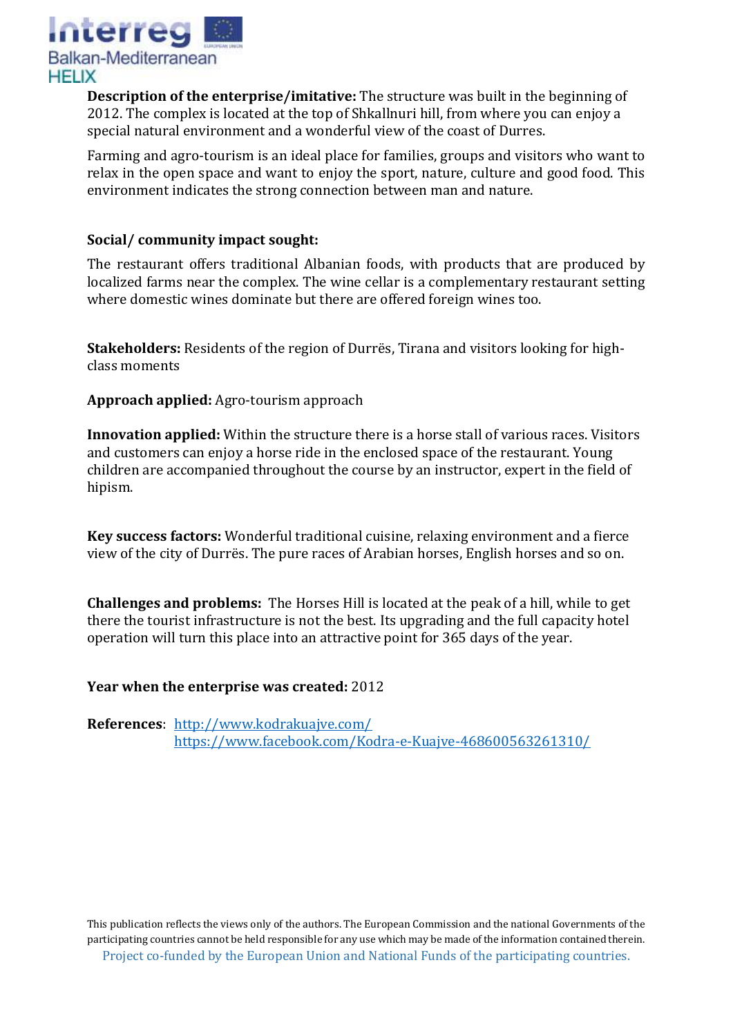**Description of the enterprise/imitative:** The structure was built in the beginning of 2012. The complex is located at the top of Shkallnuri hill, from where you can enjoy a special natural environment and a wonderful view of the coast of Durres.

Farming and agro-tourism is an ideal place for families, groups and visitors who want to relax in the open space and want to enjoy the sport, nature, culture and good food. This environment indicates the strong connection between man and nature.

**Social/ community impact sought:**

The restaurant offers traditional Albanian foods, with products that are produced by localized farms near the complex. The wine cellar is a complementary restaurant setting where domestic wines dominate but there are offered foreign wines too.

**Stakeholders:** Residents of the region of Durrës, Tirana and visitors looking for high-class moments

**Approach applied:** Agro-tourism approach

**Innovation applied:** Within the structure there is a horse stall of various races. Visitors and customers can enjoy a horse ride in the enclosed space of the restaurant. Young children are accompanied throughout the course by an instructor, expert in the field of hipism.

**Key success factors:** Wonderful traditional cuisine, relaxing environment and a fierce view of the city of Durrës. The pure races of Arabian horses, English horses and so on.

**Challenges and problems:** The Horses Hill is located at the peak of a hill, while to get there the tourist infrastructure is not the best. Its upgrading and the full capacity hotel operation will turn this place into an attractive point for 365 days of the year.

**Year when the enterprise was created:** 2012

**References**: http://www.kodrakuajve.com/
https://www.facebook.com/Kodra-e-Kuajve-468600563261310/

This publication reflects the views only of the authors. The European Commission and the national Governments of the participating countries cannot be held responsible for any use which may be made of the information contained therein.
Project co-funded by the European Union and National Funds of the participating countries.